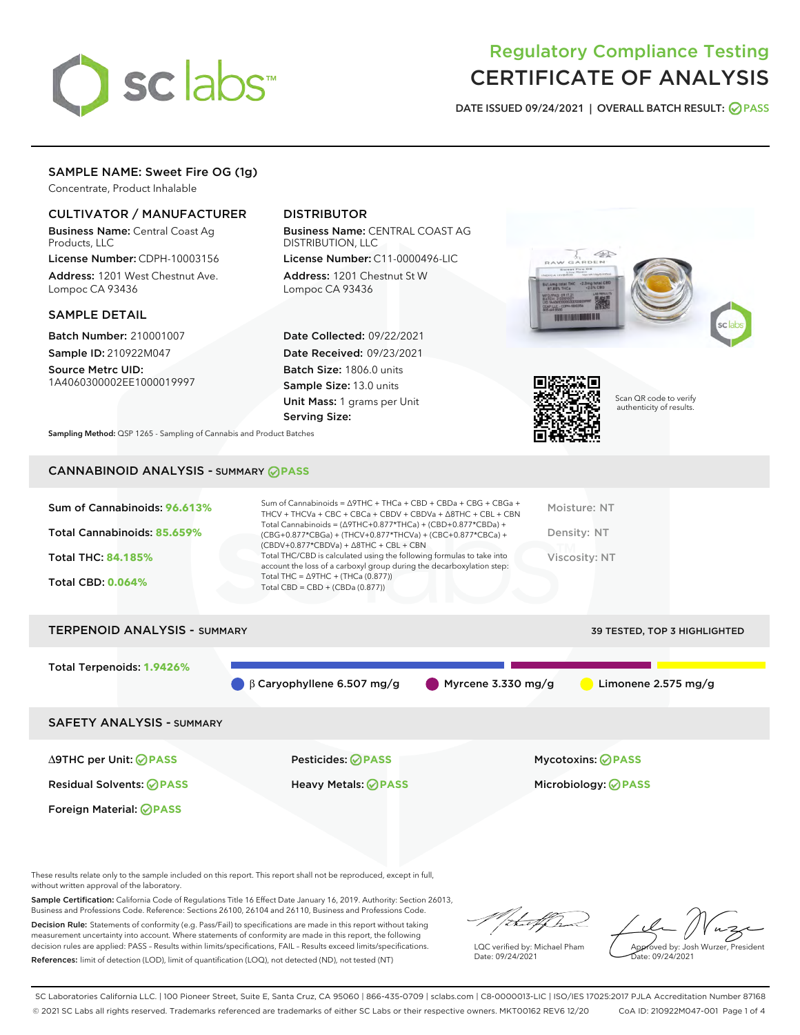# Regulatory Compliance Testing
# CERTIFICATE OF ANALYSIS

DATE ISSUED 09/24/2021 | OVERALL BATCH RESULT: PASS

## SAMPLE NAME: Sweet Fire OG (1g)

Concentrate, Product Inhalable

### CULTIVATOR / MANUFACTURER

**Business Name:** Central Coast Ag Products, LLC
**License Number:** CDPH-10003156
**Address:** 1201 West Chestnut Ave. Lompoc CA 93436

### DISTRIBUTOR

**Business Name:** CENTRAL COAST AG DISTRIBUTION, LLC
**License Number:** C11-0000496-LIC
**Address:** 1201 Chestnut St W Lompoc CA 93436

### SAMPLE DETAIL

**Batch Number:** 210001007
**Sample ID:** 210922M047
**Source Metrc UID:** 1A4060300002EE1000019997

**Date Collected:** 09/22/2021
**Date Received:** 09/23/2021
**Batch Size:** 1806.0 units
**Sample Size:** 13.0 units
**Unit Mass:** 1 grams per Unit
**Serving Size:**

Scan QR code to verify authenticity of results.

**Sampling Method:** QSP 1265 - Sampling of Cannabis and Product Batches

## CANNABINOID ANALYSIS - SUMMARY PASS

**Sum of Cannabinoids:** 96.613%
**Total Cannabinoids:** 85.659%
**Total THC:** 84.185%
**Total CBD:** 0.064%

Sum of Cannabinoids = Δ9THC + THCa + CBD + CBDa + CBG + CBGa + THCV + THCVa + CBC + CBCa + CBDV + CBDVa + Δ8THC + CBL + CBN
Total Cannabinoids = (Δ9THC+0.877*THCa) + (CBD+0.877*CBDa) + (CBG+0.877*CBGa) + (THCV+0.877*THCVa) + (CBC+0.877*CBCa) + (CBDV+0.877*CBDVa) + Δ8THC + CBL + CBN
Total THC/CBD is calculated using the following formulas to take into account the loss of a carboxyl group during the decarboxylation step:
Total THC = Δ9THC + (THCa (0.877))
Total CBD = CBD + (CBDa (0.877))

Moisture: NT
Density: NT
Viscosity: NT

## TERPENOID ANALYSIS - SUMMARY

39 TESTED, TOP 3 HIGHLIGHTED

**Total Terpenoids:** 1.9426%

β Caryophyllene 6.507 mg/g
Myrcene 3.330 mg/g
Limonene 2.575 mg/g

## SAFETY ANALYSIS - SUMMARY

Δ9THC per Unit: PASS
Pesticides: PASS
Mycotoxins: PASS
Residual Solvents: PASS
Heavy Metals: PASS
Microbiology: PASS
Foreign Material: PASS

These results relate only to the sample included on this report. This report shall not be reproduced, except in full, without written approval of the laboratory.

**Sample Certification:** California Code of Regulations Title 16 Effect Date January 16, 2019. Authority: Section 26013, Business and Professions Code. Reference: Sections 26100, 26104 and 26110, Business and Professions Code.

**Decision Rule:** Statements of conformity (e.g. Pass/Fail) to specifications are made in this report without taking measurement uncertainty into account. Where statements of conformity are made in this report, the following decision rules are applied: PASS – Results within limits/specifications, FAIL – Results exceed limits/specifications.

**References:** limit of detection (LOD), limit of quantification (LOQ), not detected (ND), not tested (NT)

LQC verified by: Michael Pham
Date: 09/24/2021

Approved by: Josh Wurzer, President
Date: 09/24/2021

SC Laboratories California LLC. | 100 Pioneer Street, Suite E, Santa Cruz, CA 95060 | 866-435-0709 | sclabs.com | C8-0000013-LIC | ISO/IES 17025:2017 PJLA Accreditation Number 87168
© 2021 SC Labs all rights reserved. Trademarks referenced are trademarks of either SC Labs or their respective owners. MKT00162 REV6 12/20 CoA ID: 210922M047-001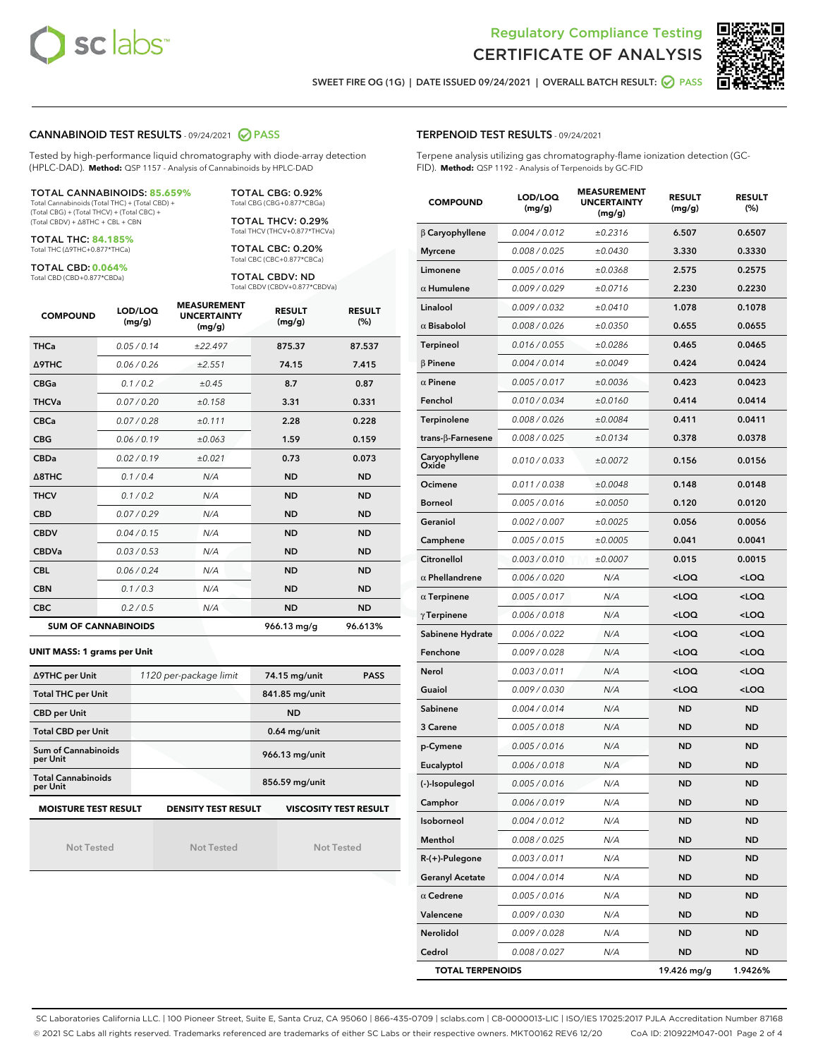Regulatory Compliance Testing
# CERTIFICATE OF ANALYSIS

SWEET FIRE OG (1G) | DATE ISSUED 09/24/2021 | OVERALL BATCH RESULT: PASS

## CANNABINOID TEST RESULTS - 09/24/2021 PASS

Tested by high-performance liquid chromatography with diode-array detection (HPLC-DAD). **Method:** QSP 1157 - Analysis of Cannabinoids by HPLC-DAD

**TOTAL CANNABINOIDS: 85.659%**
Total Cannabinoids (Total THC) + (Total CBD) + (Total CBG) + (Total THCV) + (Total CBC) + (Total CBDV) + Δ8THC + CBL + CBN

**TOTAL THC: 84.185%**
Total THC (Δ9THC+0.877*THCa)

**TOTAL CBD: 0.064%**
Total CBD (CBD+0.877*CBDa)

**TOTAL CBG: 0.92%**
Total CBG (CBG+0.877*CBGa)

**TOTAL THCV: 0.29%**
Total THCV (THCV+0.877*THCVa)

**TOTAL CBC: 0.20%**
Total CBC (CBC+0.877*CBCa)

**TOTAL CBDV: ND**
Total CBDV (CBDV+0.877*CBDVa)

| COMPOUND | LOD/LOQ (mg/g) | MEASUREMENT UNCERTAINTY (mg/g) | RESULT (mg/g) | RESULT (%) |
|---|---|---|---|---|
| THCa | 0.05 / 0.14 | ±22.497 | 875.37 | 87.537 |
| Δ9THC | 0.06 / 0.26 | ±2.551 | 74.15 | 7.415 |
| CBGa | 0.1 / 0.2 | ±0.45 | 8.7 | 0.87 |
| THCVa | 0.07 / 0.20 | ±0.158 | 3.31 | 0.331 |
| CBCa | 0.07 / 0.28 | ±0.111 | 2.28 | 0.228 |
| CBG | 0.06 / 0.19 | ±0.063 | 1.59 | 0.159 |
| CBDa | 0.02 / 0.19 | ±0.021 | 0.73 | 0.073 |
| Δ8THC | 0.1 / 0.4 | N/A | ND | ND |
| THCV | 0.1 / 0.2 | N/A | ND | ND |
| CBD | 0.07 / 0.29 | N/A | ND | ND |
| CBDV | 0.04 / 0.15 | N/A | ND | ND |
| CBDVa | 0.03 / 0.53 | N/A | ND | ND |
| CBL | 0.06 / 0.24 | N/A | ND | ND |
| CBN | 0.1 / 0.3 | N/A | ND | ND |
| CBC | 0.2 / 0.5 | N/A | ND | ND |
| **SUM OF CANNABINOIDS** | | | 966.13 mg/g | 96.613% |

### UNIT MASS: 1 grams per Unit

| | | | |
|---|---|---|---|
| Δ9THC per Unit | 1120 per-package limit | 74.15 mg/unit | PASS |
| Total THC per Unit | | 841.85 mg/unit | |
| CBD per Unit | | ND | |
| Total CBD per Unit | | 0.64 mg/unit | |
| Sum of Cannabinoids per Unit | | 966.13 mg/unit | |
| Total Cannabinoids per Unit | | 856.59 mg/unit | |

| MOISTURE TEST RESULT | DENSITY TEST RESULT | VISCOSITY TEST RESULT |
|---|---|---|
| Not Tested | Not Tested | Not Tested |

## TERPENOID TEST RESULTS - 09/24/2021

Terpene analysis utilizing gas chromatography-flame ionization detection (GC-FID). **Method:** QSP 1192 - Analysis of Terpenoids by GC-FID

| COMPOUND | LOD/LOQ (mg/g) | MEASUREMENT UNCERTAINTY (mg/g) | RESULT (mg/g) | RESULT (%) |
|---|---|---|---|---|
| β Caryophyllene | 0.004 / 0.012 | ±0.2316 | 6.507 | 0.6507 |
| Myrcene | 0.008 / 0.025 | ±0.0430 | 3.330 | 0.3330 |
| Limonene | 0.005 / 0.016 | ±0.0368 | 2.575 | 0.2575 |
| α Humulene | 0.009 / 0.029 | ±0.0716 | 2.230 | 0.2230 |
| Linalool | 0.009 / 0.032 | ±0.0410 | 1.078 | 0.1078 |
| α Bisabolol | 0.008 / 0.026 | ±0.0350 | 0.655 | 0.0655 |
| Terpineol | 0.016 / 0.055 | ±0.0286 | 0.465 | 0.0465 |
| β Pinene | 0.004 / 0.014 | ±0.0049 | 0.424 | 0.0424 |
| α Pinene | 0.005 / 0.017 | ±0.0036 | 0.423 | 0.0423 |
| Fenchol | 0.010 / 0.034 | ±0.0160 | 0.414 | 0.0414 |
| Terpinolene | 0.008 / 0.026 | ±0.0084 | 0.411 | 0.0411 |
| trans-β-Farnesene | 0.008 / 0.025 | ±0.0134 | 0.378 | 0.0378 |
| Caryophyllene Oxide | 0.010 / 0.033 | ±0.0072 | 0.156 | 0.0156 |
| Ocimene | 0.011 / 0.038 | ±0.0048 | 0.148 | 0.0148 |
| Borneol | 0.005 / 0.016 | ±0.0050 | 0.120 | 0.0120 |
| Geraniol | 0.002 / 0.007 | ±0.0025 | 0.056 | 0.0056 |
| Camphene | 0.005 / 0.015 | ±0.0005 | 0.041 | 0.0041 |
| Citronellol | 0.003 / 0.010 | ±0.0007 | 0.015 | 0.0015 |
| α Phellandrene | 0.006 / 0.020 | N/A | <LOQ | <LOQ |
| α Terpinene | 0.005 / 0.017 | N/A | <LOQ | <LOQ |
| γ Terpinene | 0.006 / 0.018 | N/A | <LOQ | <LOQ |
| Sabinene Hydrate | 0.006 / 0.022 | N/A | <LOQ | <LOQ |
| Fenchone | 0.009 / 0.028 | N/A | <LOQ | <LOQ |
| Nerol | 0.003 / 0.011 | N/A | <LOQ | <LOQ |
| Guaiol | 0.009 / 0.030 | N/A | <LOQ | <LOQ |
| Sabinene | 0.004 / 0.014 | N/A | ND | ND |
| 3 Carene | 0.005 / 0.018 | N/A | ND | ND |
| p-Cymene | 0.005 / 0.016 | N/A | ND | ND |
| Eucalyptol | 0.006 / 0.018 | N/A | ND | ND |
| (-)-Isopulegol | 0.005 / 0.016 | N/A | ND | ND |
| Camphor | 0.006 / 0.019 | N/A | ND | ND |
| Isoborneol | 0.004 / 0.012 | N/A | ND | ND |
| Menthol | 0.008 / 0.025 | N/A | ND | ND |
| R-(+)-Pulegone | 0.003 / 0.011 | N/A | ND | ND |
| Geranyl Acetate | 0.004 / 0.014 | N/A | ND | ND |
| α Cedrene | 0.005 / 0.016 | N/A | ND | ND |
| Valencene | 0.009 / 0.030 | N/A | ND | ND |
| Nerolidol | 0.009 / 0.028 | N/A | ND | ND |
| Cedrol | 0.008 / 0.027 | N/A | ND | ND |
| **TOTAL TERPENOIDS** | | | 19.426 mg/g | 1.9426% |

SC Laboratories California LLC. | 100 Pioneer Street, Suite E, Santa Cruz, CA 95060 | 866-435-0709 | sclabs.com | C8-0000013-LIC | ISO/IES 17025:2017 PJLA Accreditation Number 87168
© 2021 SC Labs all rights reserved. Trademarks referenced are trademarks of either SC Labs or their respective owners. MKT00162 REV6 12/20 CoA ID: 210922M047-001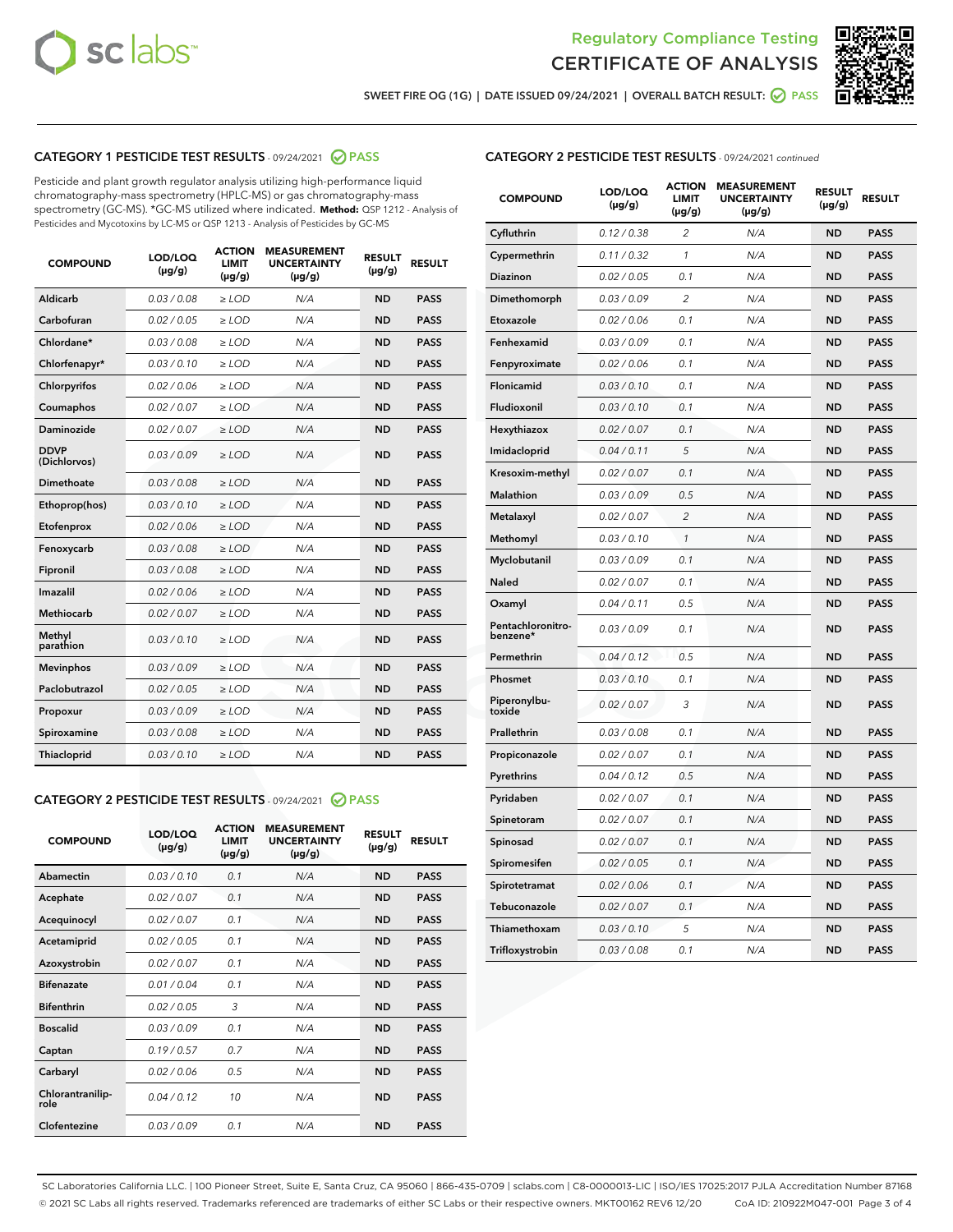Regulatory Compliance Testing
CERTIFICATE OF ANALYSIS

SWEET FIRE OG (1G) | DATE ISSUED 09/24/2021 | OVERALL BATCH RESULT: PASS

## CATEGORY 1 PESTICIDE TEST RESULTS - 09/24/2021 PASS

Pesticide and plant growth regulator analysis utilizing high-performance liquid chromatography-mass spectrometry (HPLC-MS) or gas chromatography-mass spectrometry (GC-MS). *GC-MS utilized where indicated. **Method:** QSP 1212 - Analysis of Pesticides and Mycotoxins by LC-MS or QSP 1213 - Analysis of Pesticides by GC-MS

| COMPOUND | LOD/LOQ (µg/g) | ACTION LIMIT (µg/g) | MEASUREMENT UNCERTAINTY (µg/g) | RESULT (µg/g) | RESULT |
|---|---|---|---|---|---|
| Aldicarb | 0.03 / 0.08 | ≥ LOD | N/A | ND | PASS |
| Carbofuran | 0.02 / 0.05 | ≥ LOD | N/A | ND | PASS |
| Chlordane* | 0.03 / 0.08 | ≥ LOD | N/A | ND | PASS |
| Chlorfenapyr* | 0.03 / 0.10 | ≥ LOD | N/A | ND | PASS |
| Chlorpyrifos | 0.02 / 0.06 | ≥ LOD | N/A | ND | PASS |
| Coumaphos | 0.02 / 0.07 | ≥ LOD | N/A | ND | PASS |
| Daminozide | 0.02 / 0.07 | ≥ LOD | N/A | ND | PASS |
| DDVP (Dichlorvos) | 0.03 / 0.09 | ≥ LOD | N/A | ND | PASS |
| Dimethoate | 0.03 / 0.08 | ≥ LOD | N/A | ND | PASS |
| Ethoprop(hos) | 0.03 / 0.10 | ≥ LOD | N/A | ND | PASS |
| Etofenprox | 0.02 / 0.06 | ≥ LOD | N/A | ND | PASS |
| Fenoxycarb | 0.03 / 0.08 | ≥ LOD | N/A | ND | PASS |
| Fipronil | 0.03 / 0.08 | ≥ LOD | N/A | ND | PASS |
| Imazalil | 0.02 / 0.06 | ≥ LOD | N/A | ND | PASS |
| Methiocarb | 0.02 / 0.07 | ≥ LOD | N/A | ND | PASS |
| Methyl parathion | 0.03 / 0.10 | ≥ LOD | N/A | ND | PASS |
| Mevinphos | 0.03 / 0.09 | ≥ LOD | N/A | ND | PASS |
| Paclobutrazol | 0.02 / 0.05 | ≥ LOD | N/A | ND | PASS |
| Propoxur | 0.03 / 0.09 | ≥ LOD | N/A | ND | PASS |
| Spiroxamine | 0.03 / 0.08 | ≥ LOD | N/A | ND | PASS |
| Thiacloprid | 0.03 / 0.10 | ≥ LOD | N/A | ND | PASS |

## CATEGORY 2 PESTICIDE TEST RESULTS - 09/24/2021 PASS

| COMPOUND | LOD/LOQ (µg/g) | ACTION LIMIT (µg/g) | MEASUREMENT UNCERTAINTY (µg/g) | RESULT (µg/g) | RESULT |
|---|---|---|---|---|---|
| Abamectin | 0.03 / 0.10 | 0.1 | N/A | ND | PASS |
| Acephate | 0.02 / 0.07 | 0.1 | N/A | ND | PASS |
| Acequinocyl | 0.02 / 0.07 | 0.1 | N/A | ND | PASS |
| Acetamiprid | 0.02 / 0.05 | 0.1 | N/A | ND | PASS |
| Azoxystrobin | 0.02 / 0.07 | 0.1 | N/A | ND | PASS |
| Bifenazate | 0.01 / 0.04 | 0.1 | N/A | ND | PASS |
| Bifenthrin | 0.02 / 0.05 | 3 | N/A | ND | PASS |
| Boscalid | 0.03 / 0.09 | 0.1 | N/A | ND | PASS |
| Captan | 0.19 / 0.57 | 0.7 | N/A | ND | PASS |
| Carbaryl | 0.02 / 0.06 | 0.5 | N/A | ND | PASS |
| Chlorantraniliprole | 0.04 / 0.12 | 10 | N/A | ND | PASS |
| Clofentezine | 0.03 / 0.09 | 0.1 | N/A | ND | PASS |

## CATEGORY 2 PESTICIDE TEST RESULTS - 09/24/2021 *continued*

| COMPOUND | LOD/LOQ (µg/g) | ACTION LIMIT (µg/g) | MEASUREMENT UNCERTAINTY (µg/g) | RESULT (µg/g) | RESULT |
|---|---|---|---|---|---|
| Cyfluthrin | 0.12 / 0.38 | 2 | N/A | ND | PASS |
| Cypermethrin | 0.11 / 0.32 | 1 | N/A | ND | PASS |
| Diazinon | 0.02 / 0.05 | 0.1 | N/A | ND | PASS |
| Dimethomorph | 0.03 / 0.09 | 2 | N/A | ND | PASS |
| Etoxazole | 0.02 / 0.06 | 0.1 | N/A | ND | PASS |
| Fenhexamid | 0.03 / 0.09 | 0.1 | N/A | ND | PASS |
| Fenpyroximate | 0.02 / 0.06 | 0.1 | N/A | ND | PASS |
| Flonicamid | 0.03 / 0.10 | 0.1 | N/A | ND | PASS |
| Fludioxonil | 0.03 / 0.10 | 0.1 | N/A | ND | PASS |
| Hexythiazox | 0.02 / 0.07 | 0.1 | N/A | ND | PASS |
| Imidacloprid | 0.04 / 0.11 | 5 | N/A | ND | PASS |
| Kresoxim-methyl | 0.02 / 0.07 | 0.1 | N/A | ND | PASS |
| Malathion | 0.03 / 0.09 | 0.5 | N/A | ND | PASS |
| Metalaxyl | 0.02 / 0.07 | 2 | N/A | ND | PASS |
| Methomyl | 0.03 / 0.10 | 1 | N/A | ND | PASS |
| Myclobutanil | 0.03 / 0.09 | 0.1 | N/A | ND | PASS |
| Naled | 0.02 / 0.07 | 0.1 | N/A | ND | PASS |
| Oxamyl | 0.04 / 0.11 | 0.5 | N/A | ND | PASS |
| Pentachloronitrobenzene* | 0.03 / 0.09 | 0.1 | N/A | ND | PASS |
| Permethrin | 0.04 / 0.12 | 0.5 | N/A | ND | PASS |
| Phosmet | 0.03 / 0.10 | 0.1 | N/A | ND | PASS |
| Piperonylbutoxide | 0.02 / 0.07 | 3 | N/A | ND | PASS |
| Prallethrin | 0.03 / 0.08 | 0.1 | N/A | ND | PASS |
| Propiconazole | 0.02 / 0.07 | 0.1 | N/A | ND | PASS |
| Pyrethrins | 0.04 / 0.12 | 0.5 | N/A | ND | PASS |
| Pyridaben | 0.02 / 0.07 | 0.1 | N/A | ND | PASS |
| Spinetoram | 0.02 / 0.07 | 0.1 | N/A | ND | PASS |
| Spinosad | 0.02 / 0.07 | 0.1 | N/A | ND | PASS |
| Spiromesifen | 0.02 / 0.05 | 0.1 | N/A | ND | PASS |
| Spirotetramat | 0.02 / 0.06 | 0.1 | N/A | ND | PASS |
| Tebuconazole | 0.02 / 0.07 | 0.1 | N/A | ND | PASS |
| Thiamethoxam | 0.03 / 0.10 | 5 | N/A | ND | PASS |
| Trifloxystrobin | 0.03 / 0.08 | 0.1 | N/A | ND | PASS |

SC Laboratories California LLC. | 100 Pioneer Street, Suite E, Santa Cruz, CA 95060 | 866-435-0709 | sclabs.com | C8-0000013-LIC | ISO/IES 17025:2017 PJLA Accreditation Number 87168
© 2021 SC Labs all rights reserved. Trademarks referenced are trademarks of either SC Labs or their respective owners. MKT00162 REV6 12/20 CoA ID: 210922M047-001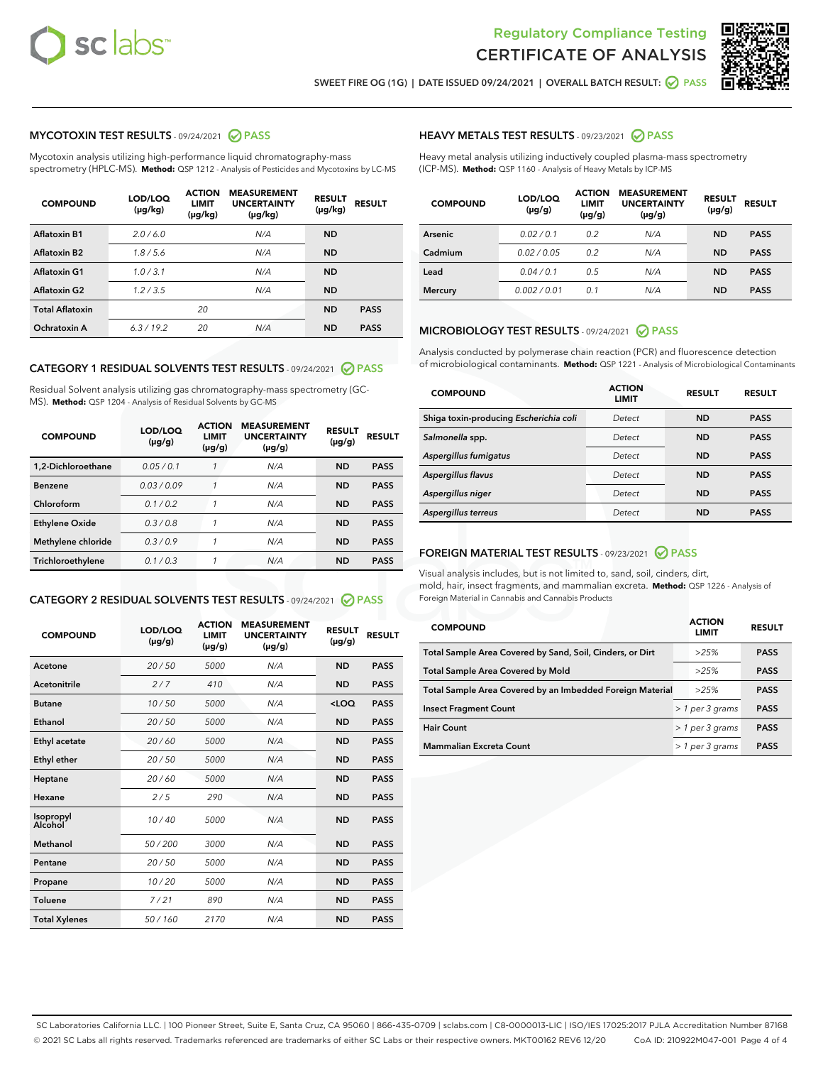# Regulatory Compliance Testing
# CERTIFICATE OF ANALYSIS

SWEET FIRE OG (1G) | DATE ISSUED 09/24/2021 | OVERALL BATCH RESULT: PASS

## MYCOTOXIN TEST RESULTS - 09/24/2021 PASS

Mycotoxin analysis utilizing high-performance liquid chromatography-mass spectrometry (HPLC-MS). **Method:** QSP 1212 - Analysis of Pesticides and Mycotoxins by LC-MS

| COMPOUND | LOD/LOQ (µg/kg) | ACTION LIMIT (µg/kg) | MEASUREMENT UNCERTAINTY (µg/kg) | RESULT (µg/kg) | RESULT |
|---|---|---|---|---|---|
| Aflatoxin B1 | 2.0 / 6.0 | | N/A | ND | |
| Aflatoxin B2 | 1.8 / 5.6 | | N/A | ND | |
| Aflatoxin G1 | 1.0 / 3.1 | | N/A | ND | |
| Aflatoxin G2 | 1.2 / 3.5 | | N/A | ND | |
| Total Aflatoxin | | 20 | | ND | PASS |
| Ochratoxin A | 6.3 / 19.2 | 20 | N/A | ND | PASS |

## CATEGORY 1 RESIDUAL SOLVENTS TEST RESULTS - 09/24/2021 PASS

Residual Solvent analysis utilizing gas chromatography-mass spectrometry (GC-MS). **Method:** QSP 1204 - Analysis of Residual Solvents by GC-MS

| COMPOUND | LOD/LOQ (µg/g) | ACTION LIMIT (µg/g) | MEASUREMENT UNCERTAINTY (µg/g) | RESULT (µg/g) | RESULT |
|---|---|---|---|---|---|
| 1,2-Dichloroethane | 0.05 / 0.1 | 1 | N/A | ND | PASS |
| Benzene | 0.03 / 0.09 | 1 | N/A | ND | PASS |
| Chloroform | 0.1 / 0.2 | 1 | N/A | ND | PASS |
| Ethylene Oxide | 0.3 / 0.8 | 1 | N/A | ND | PASS |
| Methylene chloride | 0.3 / 0.9 | 1 | N/A | ND | PASS |
| Trichloroethylene | 0.1 / 0.3 | 1 | N/A | ND | PASS |

## CATEGORY 2 RESIDUAL SOLVENTS TEST RESULTS - 09/24/2021 PASS

| COMPOUND | LOD/LOQ (µg/g) | ACTION LIMIT (µg/g) | MEASUREMENT UNCERTAINTY (µg/g) | RESULT (µg/g) | RESULT |
|---|---|---|---|---|---|
| Acetone | 20 / 50 | 5000 | N/A | ND | PASS |
| Acetonitrile | 2 / 7 | 410 | N/A | ND | PASS |
| Butane | 10 / 50 | 5000 | N/A | <LOQ | PASS |
| Ethanol | 20 / 50 | 5000 | N/A | ND | PASS |
| Ethyl acetate | 20 / 60 | 5000 | N/A | ND | PASS |
| Ethyl ether | 20 / 50 | 5000 | N/A | ND | PASS |
| Heptane | 20 / 60 | 5000 | N/A | ND | PASS |
| Hexane | 2 / 5 | 290 | N/A | ND | PASS |
| Isopropyl Alcohol | 10 / 40 | 5000 | N/A | ND | PASS |
| Methanol | 50 / 200 | 3000 | N/A | ND | PASS |
| Pentane | 20 / 50 | 5000 | N/A | ND | PASS |
| Propane | 10 / 20 | 5000 | N/A | ND | PASS |
| Toluene | 7 / 21 | 890 | N/A | ND | PASS |
| Total Xylenes | 50 / 160 | 2170 | N/A | ND | PASS |

## HEAVY METALS TEST RESULTS - 09/23/2021 PASS

Heavy metal analysis utilizing inductively coupled plasma-mass spectrometry (ICP-MS). **Method:** QSP 1160 - Analysis of Heavy Metals by ICP-MS

| COMPOUND | LOD/LOQ (µg/g) | ACTION LIMIT (µg/g) | MEASUREMENT UNCERTAINTY (µg/g) | RESULT (µg/g) | RESULT |
|---|---|---|---|---|---|
| Arsenic | 0.02 / 0.1 | 0.2 | N/A | ND | PASS |
| Cadmium | 0.02 / 0.05 | 0.2 | N/A | ND | PASS |
| Lead | 0.04 / 0.1 | 0.5 | N/A | ND | PASS |
| Mercury | 0.002 / 0.01 | 0.1 | N/A | ND | PASS |

## MICROBIOLOGY TEST RESULTS - 09/24/2021 PASS

Analysis conducted by polymerase chain reaction (PCR) and fluorescence detection of microbiological contaminants. **Method:** QSP 1221 - Analysis of Microbiological Contaminants

| COMPOUND | ACTION LIMIT | RESULT | RESULT |
|---|---|---|---|
| Shiga toxin-producing *Escherichia coli* | Detect | ND | PASS |
| *Salmonella* spp. | Detect | ND | PASS |
| *Aspergillus fumigatus* | Detect | ND | PASS |
| *Aspergillus flavus* | Detect | ND | PASS |
| *Aspergillus niger* | Detect | ND | PASS |
| *Aspergillus terreus* | Detect | ND | PASS |

## FOREIGN MATERIAL TEST RESULTS - 09/23/2021 PASS

Visual analysis includes, but is not limited to, sand, soil, cinders, dirt, mold, hair, insect fragments, and mammalian excreta. **Method:** QSP 1226 - Analysis of Foreign Material in Cannabis and Cannabis Products

| COMPOUND | ACTION LIMIT | RESULT |
|---|---|---|
| Total Sample Area Covered by Sand, Soil, Cinders, or Dirt | >25% | PASS |
| Total Sample Area Covered by Mold | >25% | PASS |
| Total Sample Area Covered by an Imbedded Foreign Material | >25% | PASS |
| Insect Fragment Count | > 1 per 3 grams | PASS |
| Hair Count | > 1 per 3 grams | PASS |
| Mammalian Excreta Count | > 1 per 3 grams | PASS |

SC Laboratories California LLC. | 100 Pioneer Street, Suite E, Santa Cruz, CA 95060 | 866-435-0709 | sclabs.com | C8-0000013-LIC | ISO/IES 17025:2017 PJLA Accreditation Number 87168
© 2021 SC Labs all rights reserved. Trademarks referenced are trademarks of either SC Labs or their respective owners. MKT00162 REV6 12/20 CoA ID: 210922M047-001